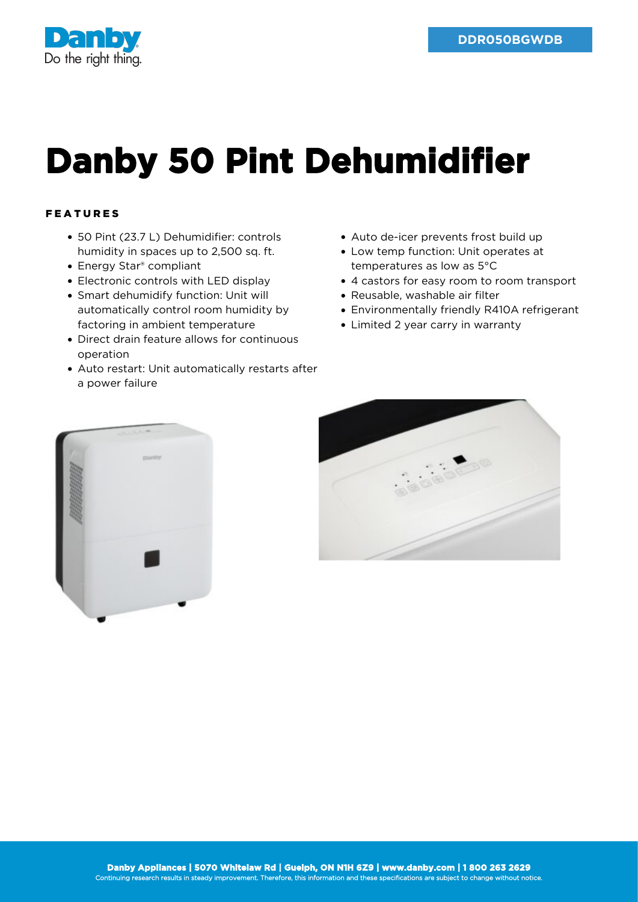DDR050BGWDB

# Danby 50 Pint Dehumidifier

## FEATURES

- 50 Pint (23.7 L) Dehumidifier: controls humidity in spaces up to 2,500 sq. ft.
- Energy Star® compliant
- Electronic controls with LED display
- Smart dehumidify function: Unit will automatically control room humidity by factoring in ambient temperature
- Direct drain feature allows for continuous operation
- Auto restart: Unit automatically restarts after a power failure
- Auto de-icer prevents frost build up
- Low temp function: Unit operates at temperatures as low as 5°C
- 4 castors for easy room to room transport
- Reusable, washable air filter
- Environmentally friendly R410A refrigerant
- Limited 2 year carry in warranty

**Danby Appliances | 5070 Whitelaw Rd | Guelph, ON N1H 6Z9 | www.danby.com | 1 800 263 2629**
Continuing research results in steady improvement. Therefore, this information and these specifications are subject to change without notice.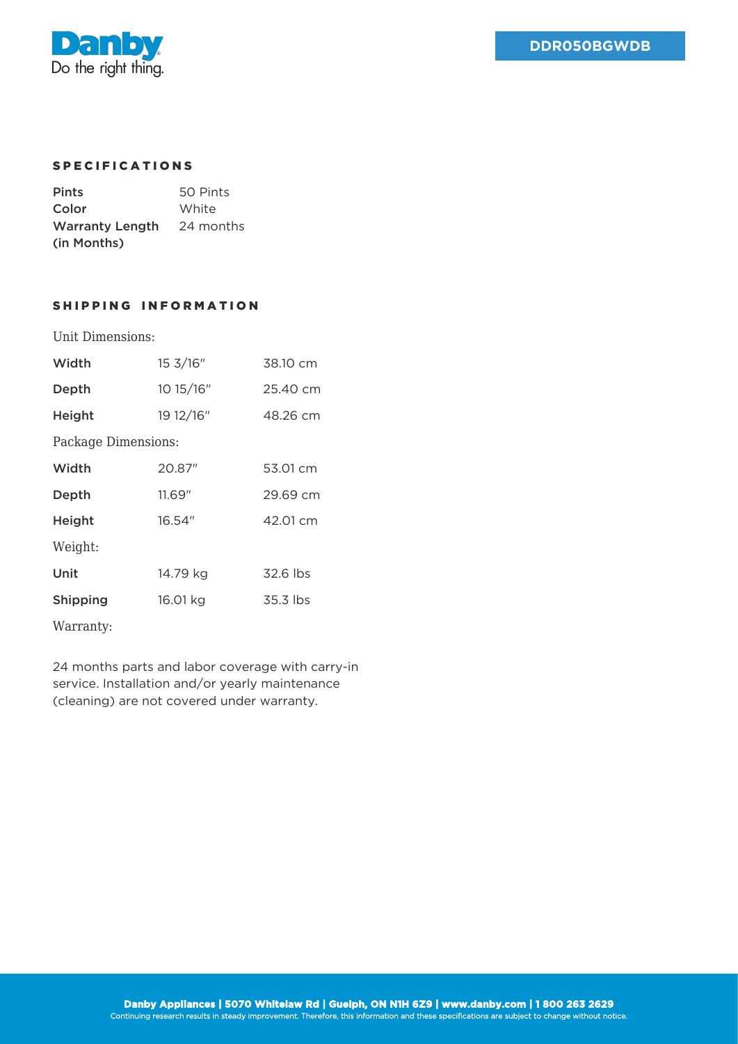DDR050BGWDB

## SPECIFICATIONS

| | |
|---|---|
| **Pints** | 50 Pints |
| **Color** | White |
| **Warranty Length (in Months)** | 24 months |

## SHIPPING INFORMATION

Unit Dimensions:

| | | |
|---|---|---|
| **Width** | 15 3/16" | 38.10 cm |
| **Depth** | 10 15/16" | 25.40 cm |
| **Height** | 19 12/16" | 48.26 cm |

Package Dimensions:

| | | |
|---|---|---|
| **Width** | 20.87" | 53.01 cm |
| **Depth** | 11.69" | 29.69 cm |
| **Height** | 16.54" | 42.01 cm |

Weight:

| | | |
|---|---|---|
| **Unit** | 14.79 kg | 32.6 lbs |
| **Shipping** | 16.01 kg | 35.3 lbs |

Warranty:

24 months parts and labor coverage with carry-in service. Installation and/or yearly maintenance (cleaning) are not covered under warranty.

**Danby Appliances | 5070 Whitelaw Rd | Guelph, ON N1H 6Z9 | www.danby.com | 1 800 263 2629**
Continuing research results in steady improvement. Therefore, this information and these specifications are subject to change without notice.